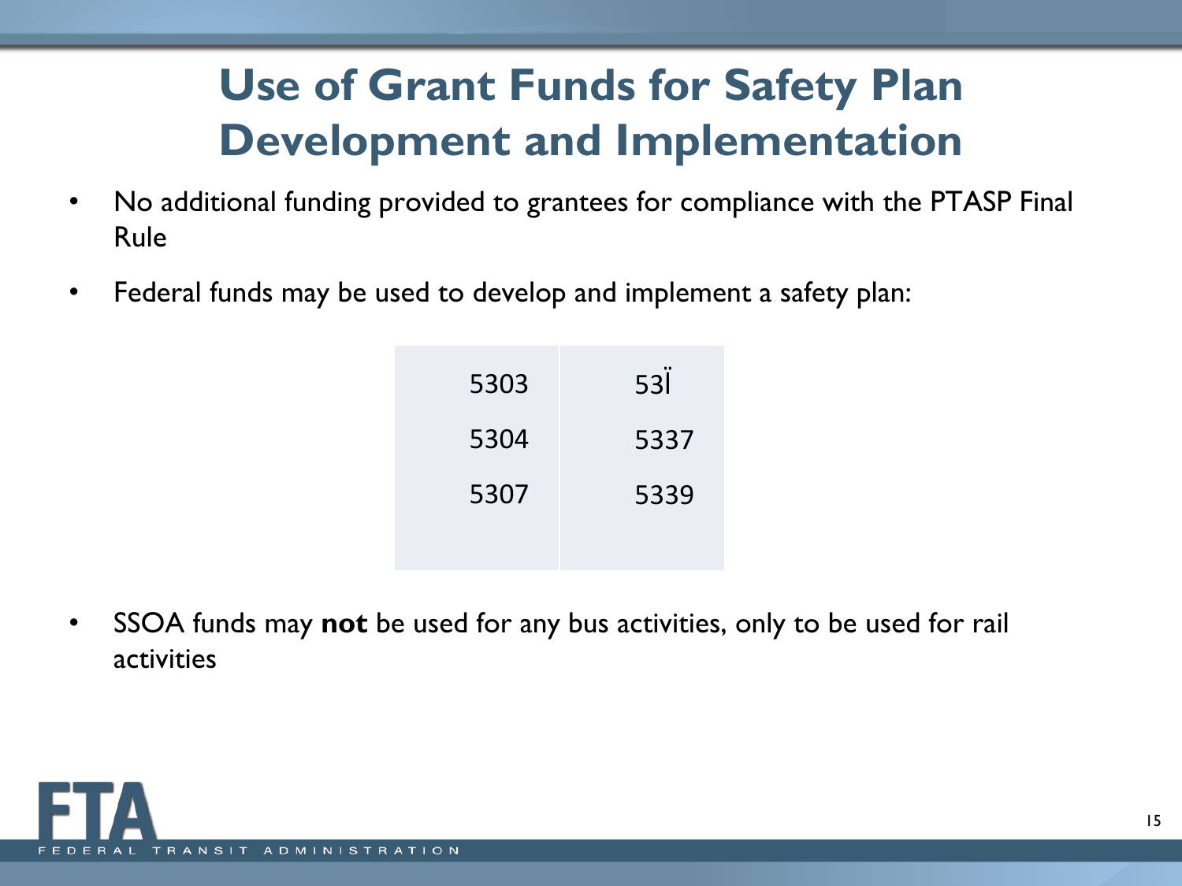# Use of Grant Funds for Safety Plan Development and Implementation

- No additional funding provided to grantees for compliance with the PTASP Final Rule
- Federal funds may be used to develop and implement a safety plan:

| 5303 | 53Ï |
|---|---|
| 5304 | 5337 |
| 5307 | 5339 |

- SSOA funds may **not** be used for any bus activities, only to be used for rail activities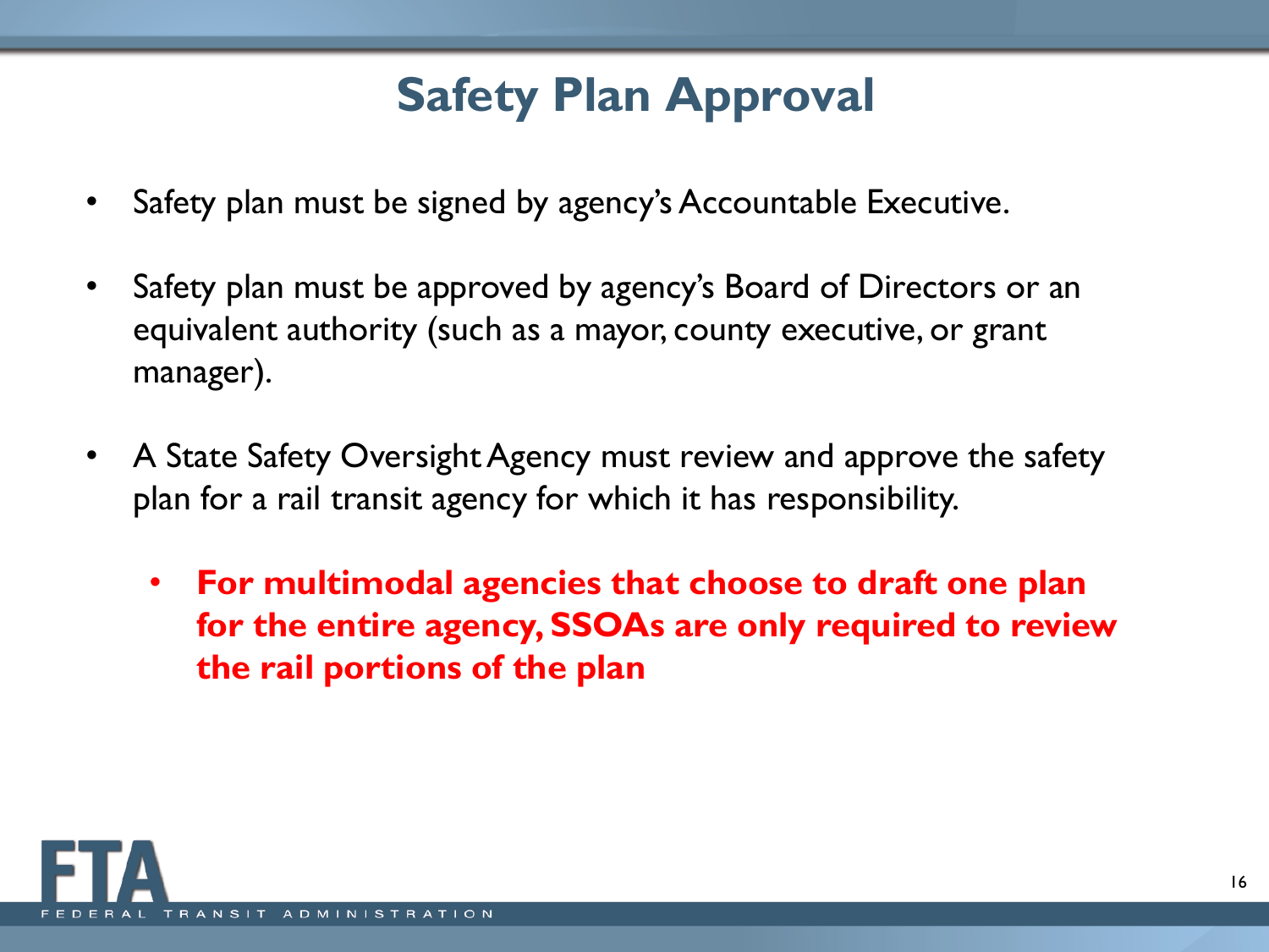# Safety Plan Approval

- Safety plan must be signed by agency's Accountable Executive.
- Safety plan must be approved by agency's Board of Directors or an equivalent authority (such as a mayor, county executive, or grant manager).
- A State Safety Oversight Agency must review and approve the safety plan for a rail transit agency for which it has responsibility.
  - **For multimodal agencies that choose to draft one plan for the entire agency, SSOAs are only required to review the rail portions of the plan**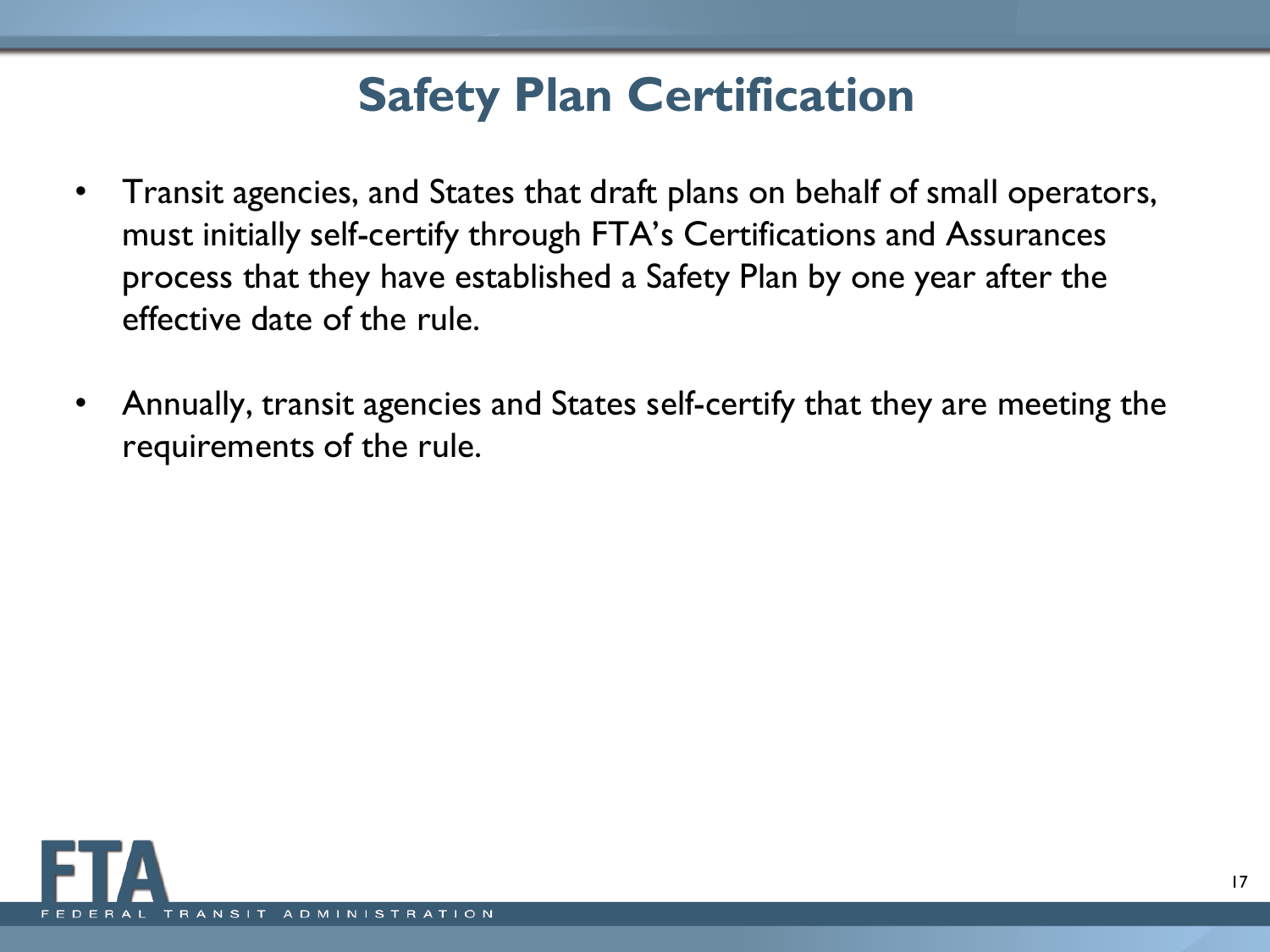# Safety Plan Certification

- Transit agencies, and States that draft plans on behalf of small operators, must initially self-certify through FTA's Certifications and Assurances process that they have established a Safety Plan by one year after the effective date of the rule.
- Annually, transit agencies and States self-certify that they are meeting the requirements of the rule.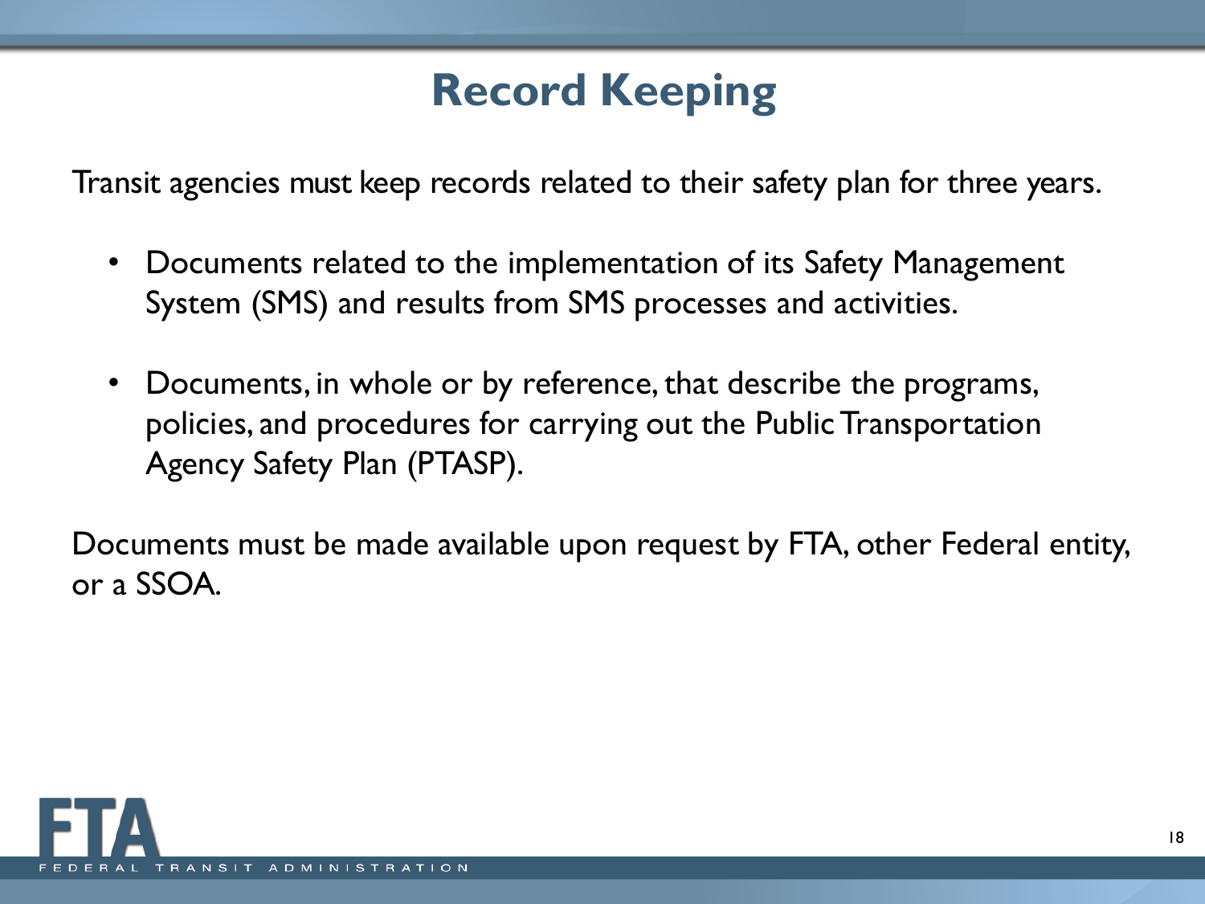# Record Keeping

Transit agencies must keep records related to their safety plan for three years.

- Documents related to the implementation of its Safety Management System (SMS) and results from SMS processes and activities.
- Documents, in whole or by reference, that describe the programs, policies, and procedures for carrying out the Public Transportation Agency Safety Plan (PTASP).

Documents must be made available upon request by FTA, other Federal entity, or a SSOA.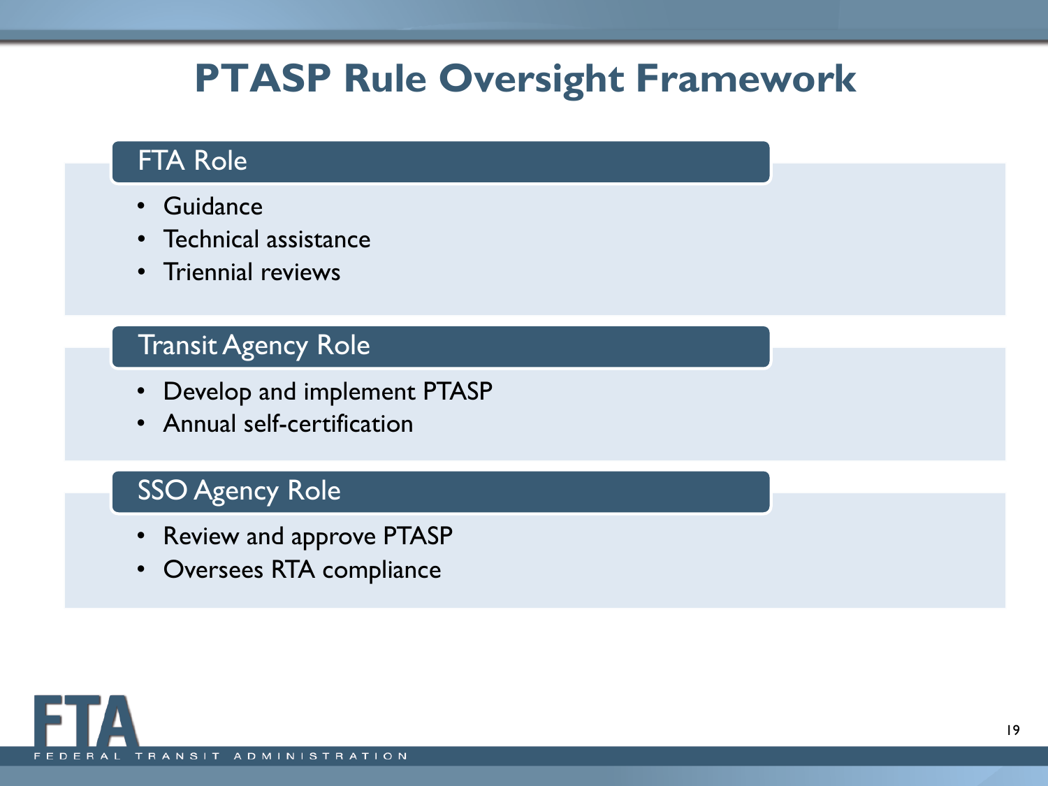# PTASP Rule Oversight Framework

## FTA Role

- Guidance
- Technical assistance
- Triennial reviews

## Transit Agency Role

- Develop and implement PTASP
- Annual self-certification

## SSO Agency Role

- Review and approve PTASP
- Oversees RTA compliance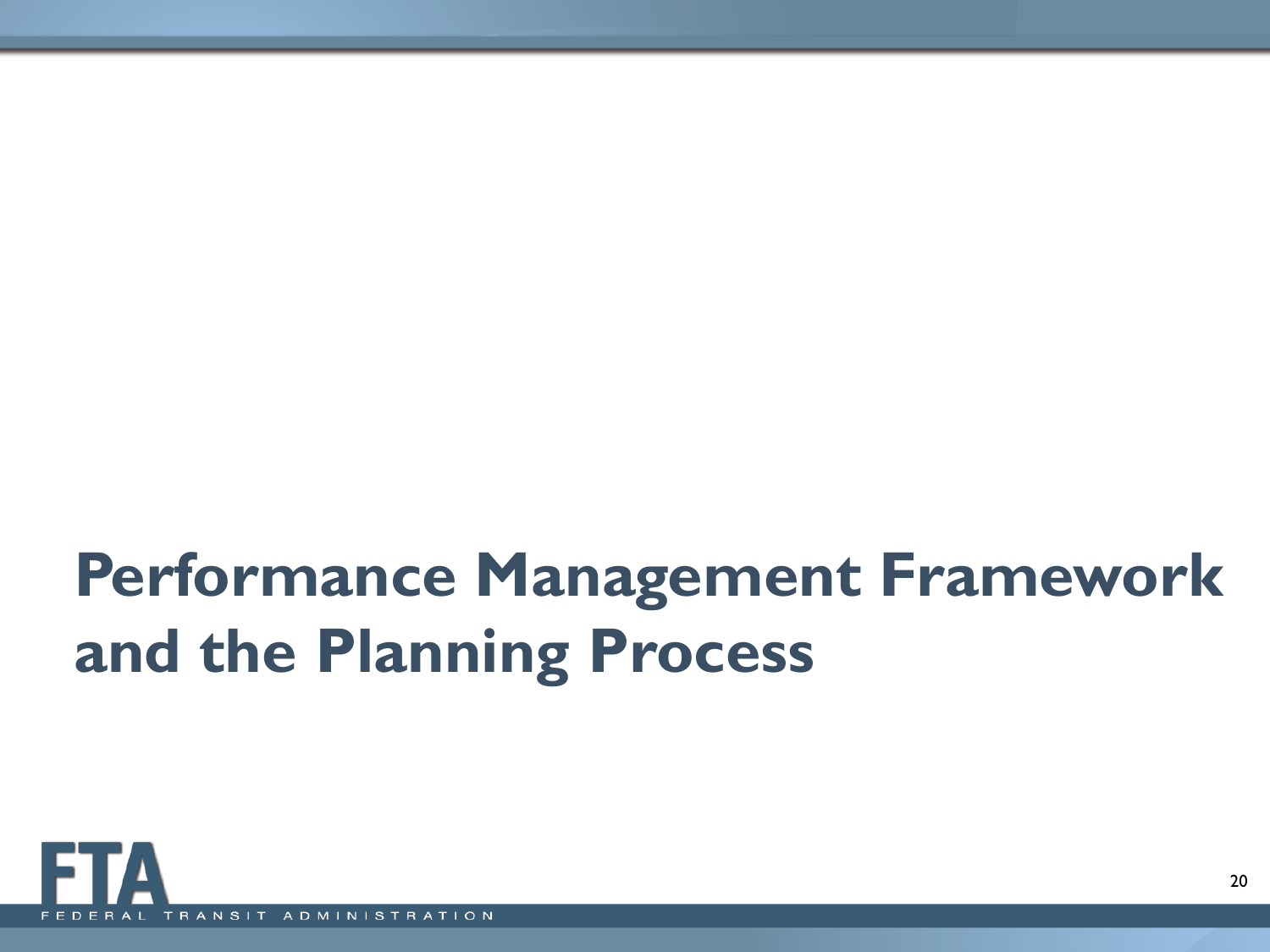# Performance Management Framework and the Planning Process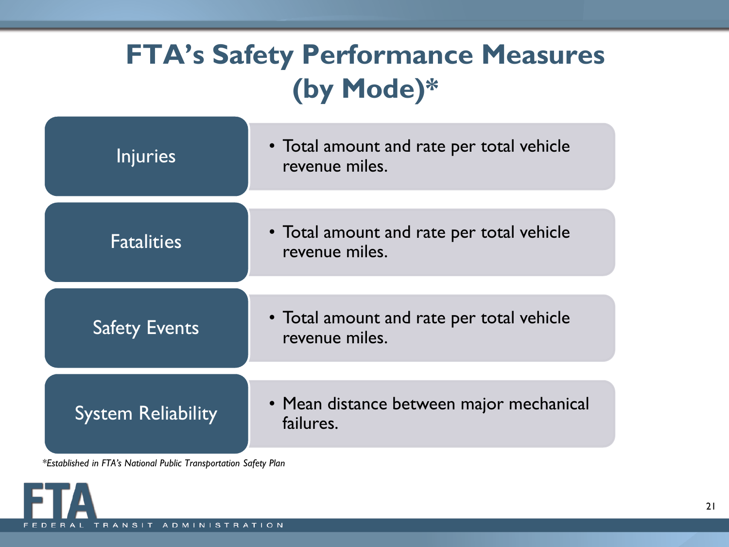# FTA's Safety Performance Measures (by Mode)*

| Measure | Description |
| --- | --- |
| Injuries | • Total amount and rate per total vehicle revenue miles. |
| Fatalities | • Total amount and rate per total vehicle revenue miles. |
| Safety Events | • Total amount and rate per total vehicle revenue miles. |
| System Reliability | • Mean distance between major mechanical failures. |

**Established in FTA's National Public Transportation Safety Plan*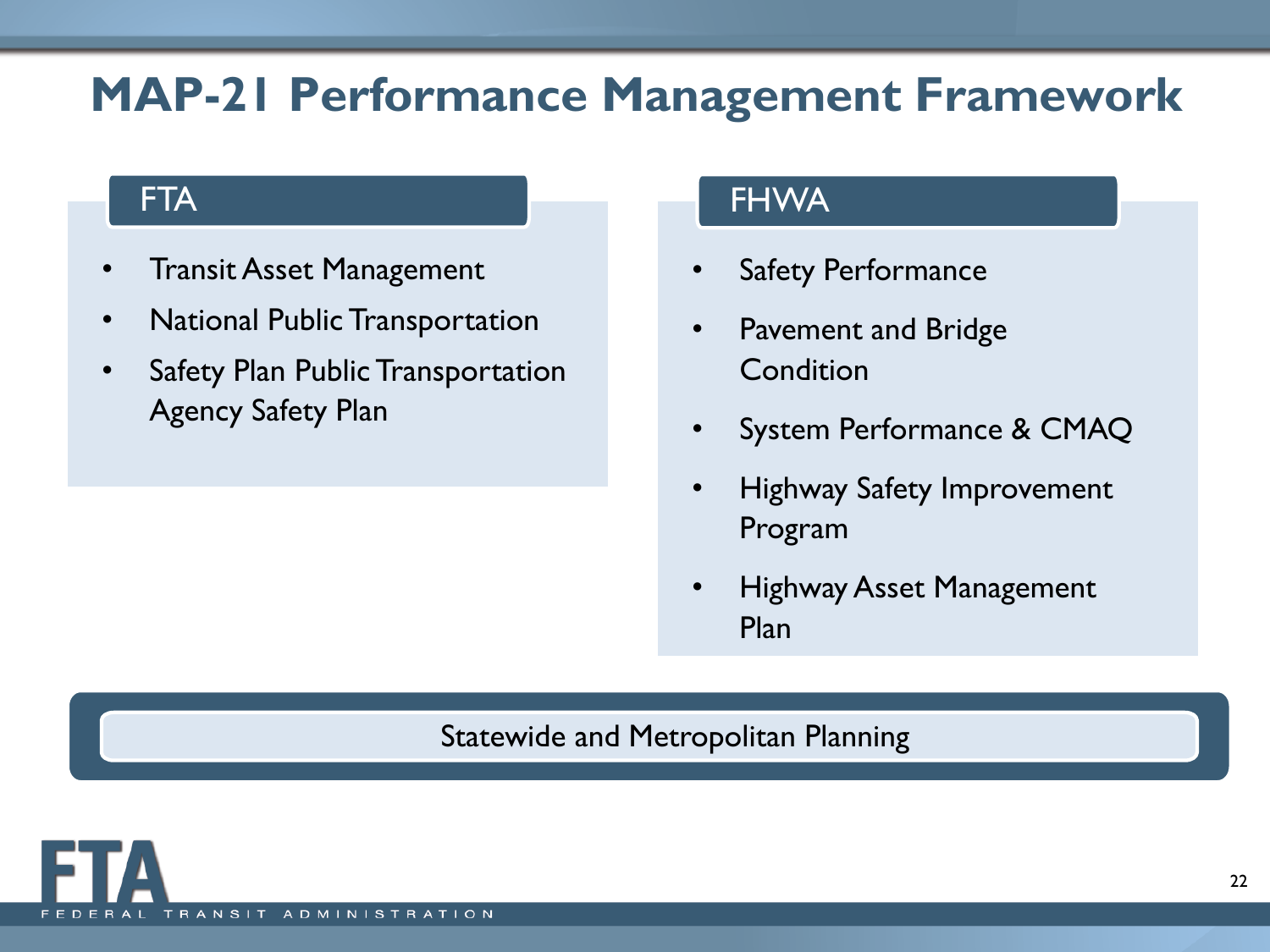# MAP-21 Performance Management Framework

## FTA

- Transit Asset Management
- National Public Transportation
- Safety Plan Public Transportation Agency Safety Plan

## FHWA

- Safety Performance
- Pavement and Bridge Condition
- System Performance & CMAQ
- Highway Safety Improvement Program
- Highway Asset Management Plan

Statewide and Metropolitan Planning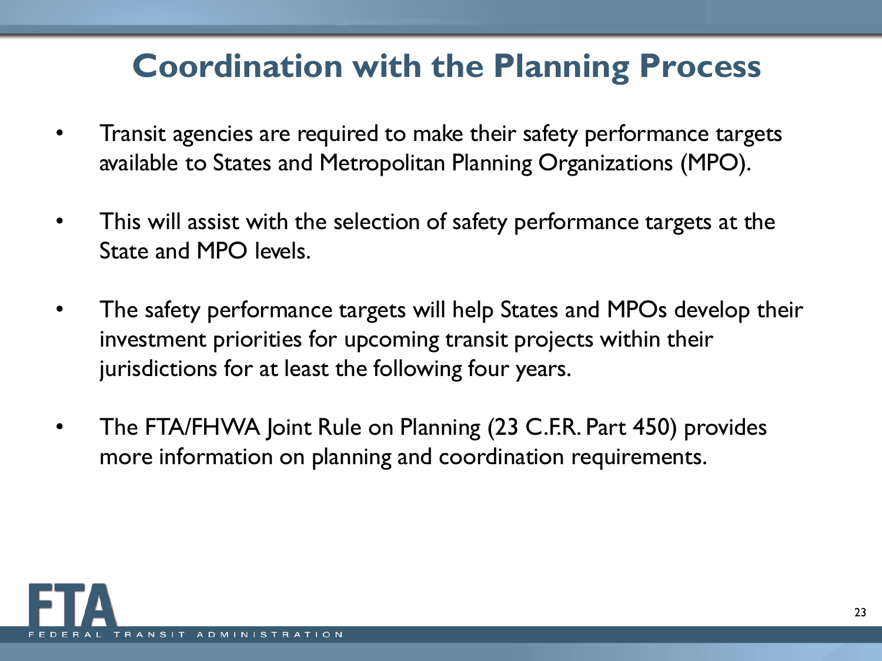# Coordination with the Planning Process

- Transit agencies are required to make their safety performance targets available to States and Metropolitan Planning Organizations (MPO).

- This will assist with the selection of safety performance targets at the State and MPO levels.

- The safety performance targets will help States and MPOs develop their investment priorities for upcoming transit projects within their jurisdictions for at least the following four years.

- The FTA/FHWA Joint Rule on Planning (23 C.F.R. Part 450) provides more information on planning and coordination requirements.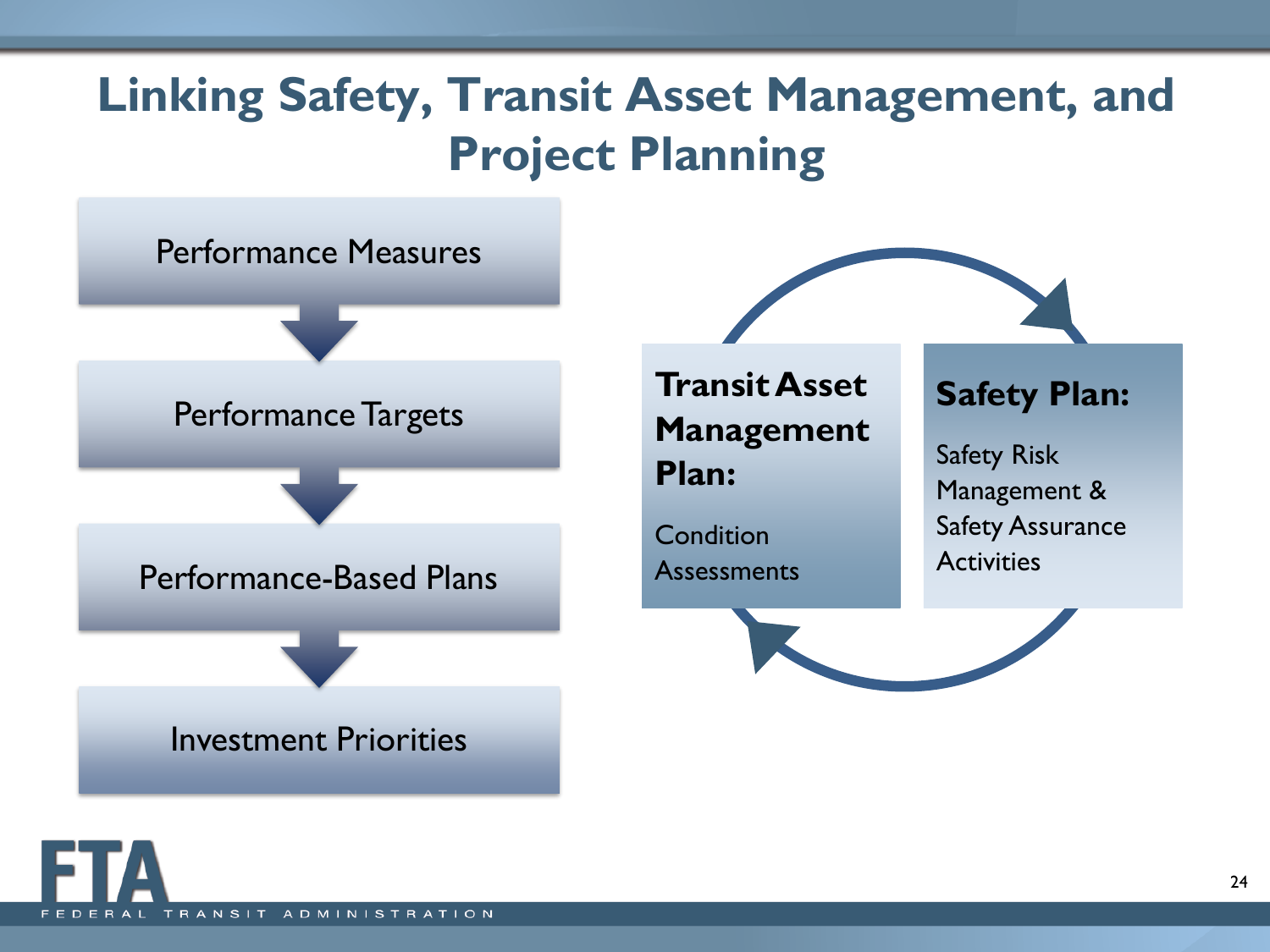# Linking Safety, Transit Asset Management, and Project Planning

- Performance Measures
- Performance Targets
- Performance-Based Plans
- Investment Priorities

**Transit Asset Management Plan:**

Condition Assessments

**Safety Plan:**

Safety Risk Management & Safety Assurance Activities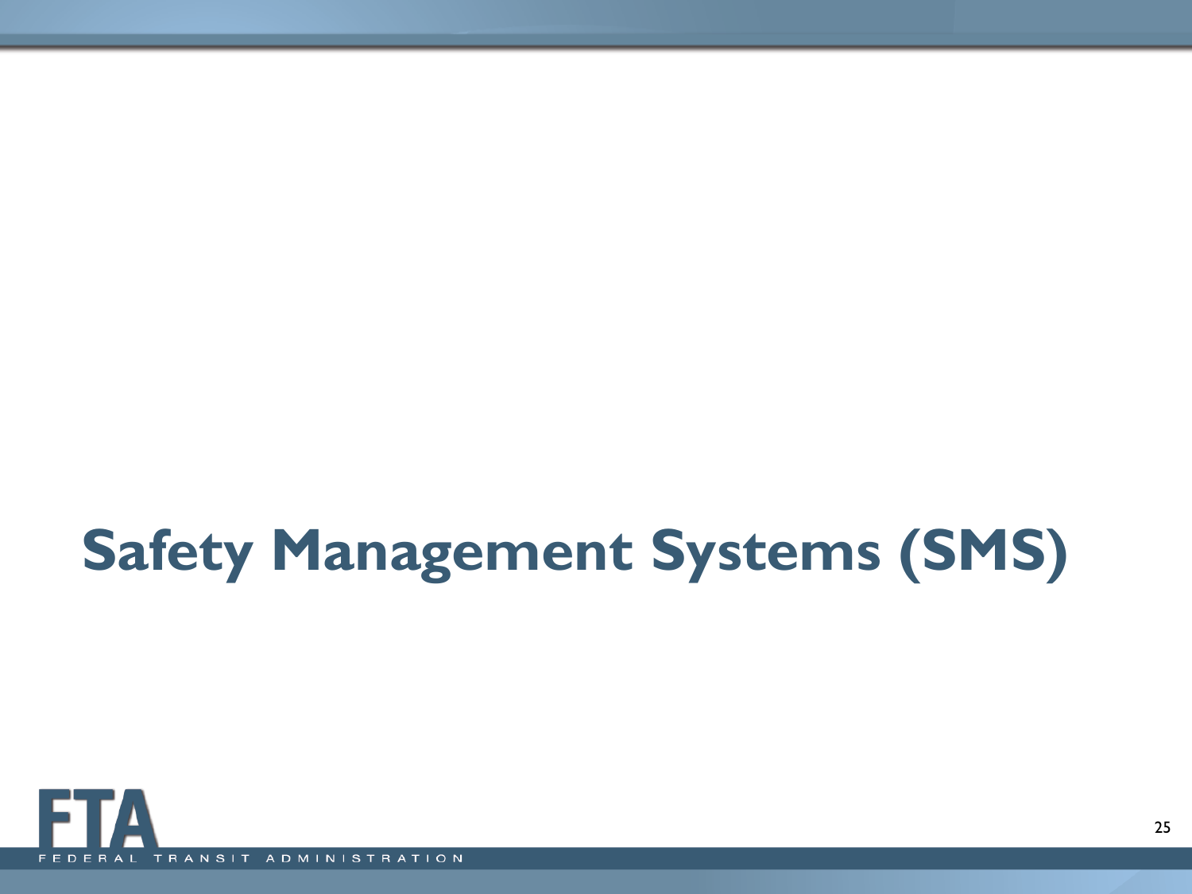# Safety Management Systems (SMS)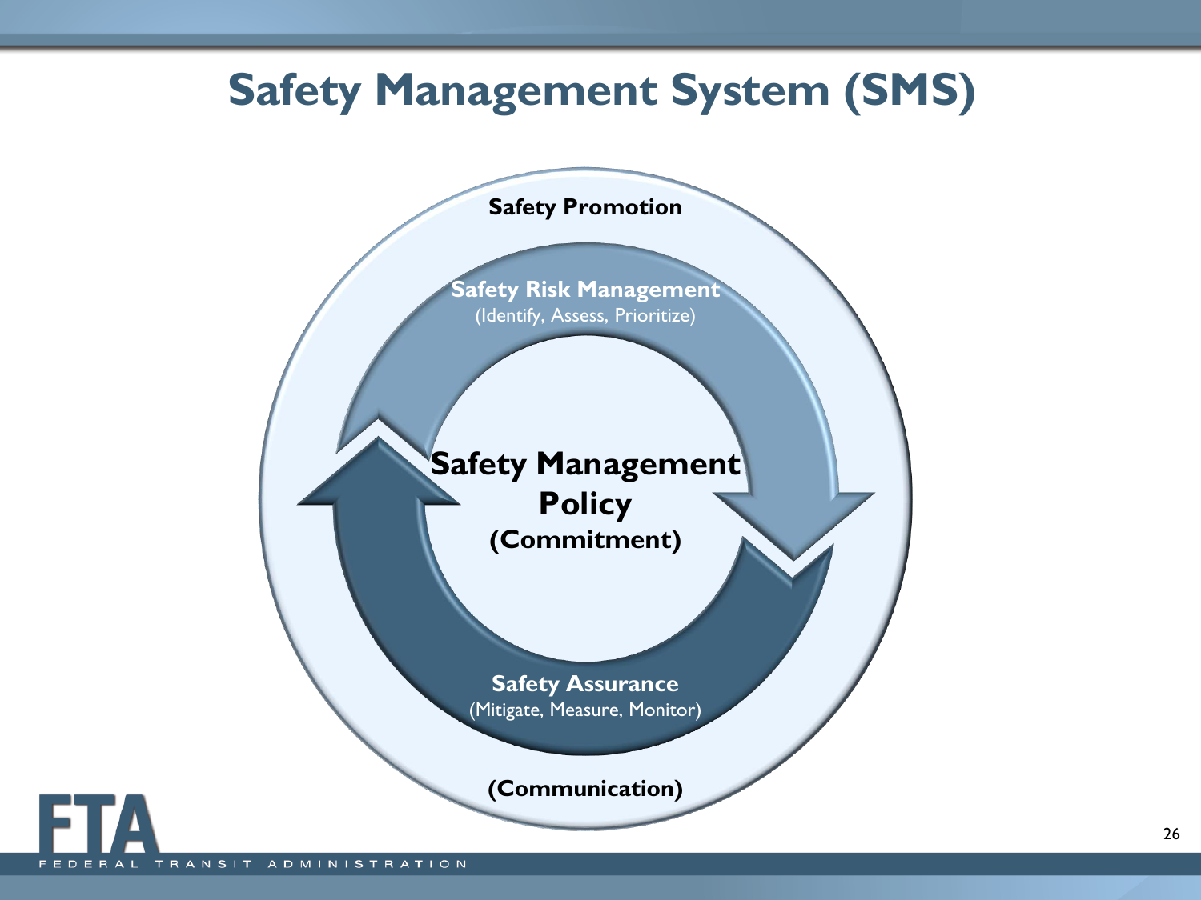# Safety Management System (SMS)

Safety Promotion

Safety Risk Management
(Identify, Assess, Prioritize)

**Safety Management Policy**
**(Commitment)**

Safety Assurance
(Mitigate, Measure, Monitor)

(Communication)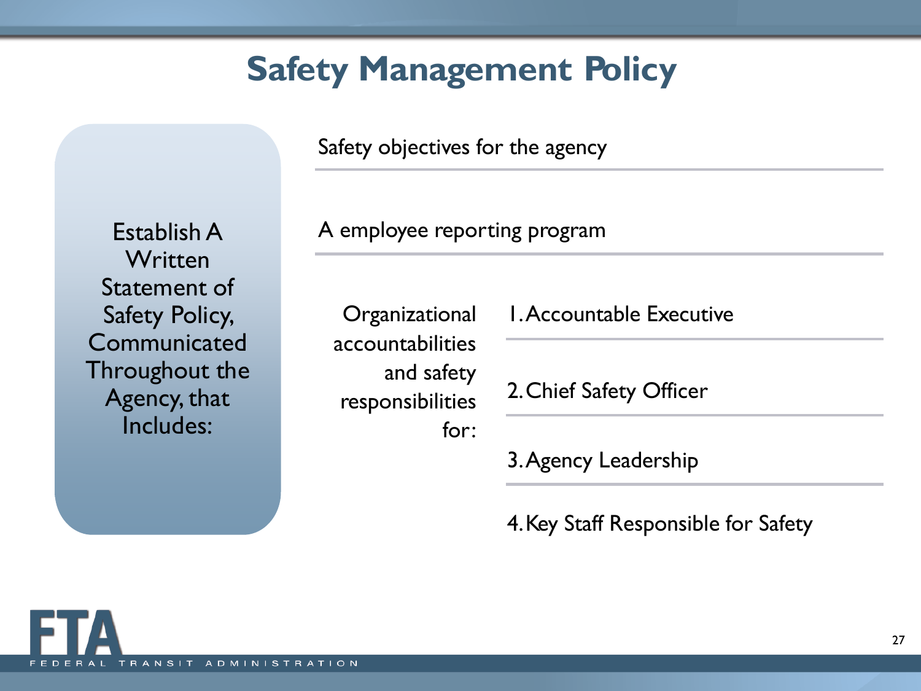# Safety Management Policy

**Establish A Written Statement of Safety Policy, Communicated Throughout the Agency, that Includes:**

- Safety objectives for the agency
- A employee reporting program
- Organizational accountabilities and safety responsibilities for:
  1. Accountable Executive
  2. Chief Safety Officer
  3. Agency Leadership
  4. Key Staff Responsible for Safety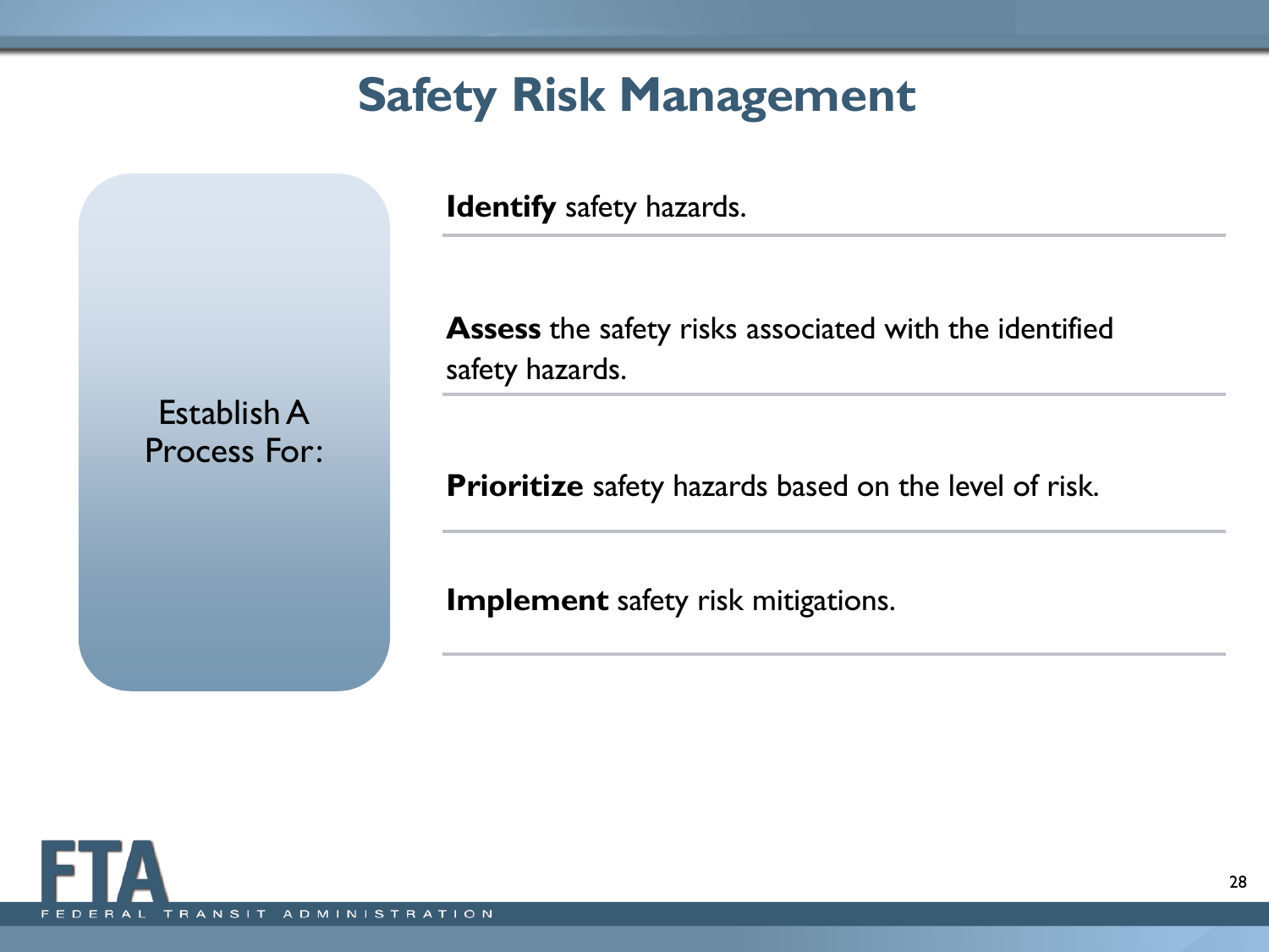# Safety Risk Management

Establish A Process For:

- **Identify** safety hazards.
- **Assess** the safety risks associated with the identified safety hazards.
- **Prioritize** safety hazards based on the level of risk.
- **Implement** safety risk mitigations.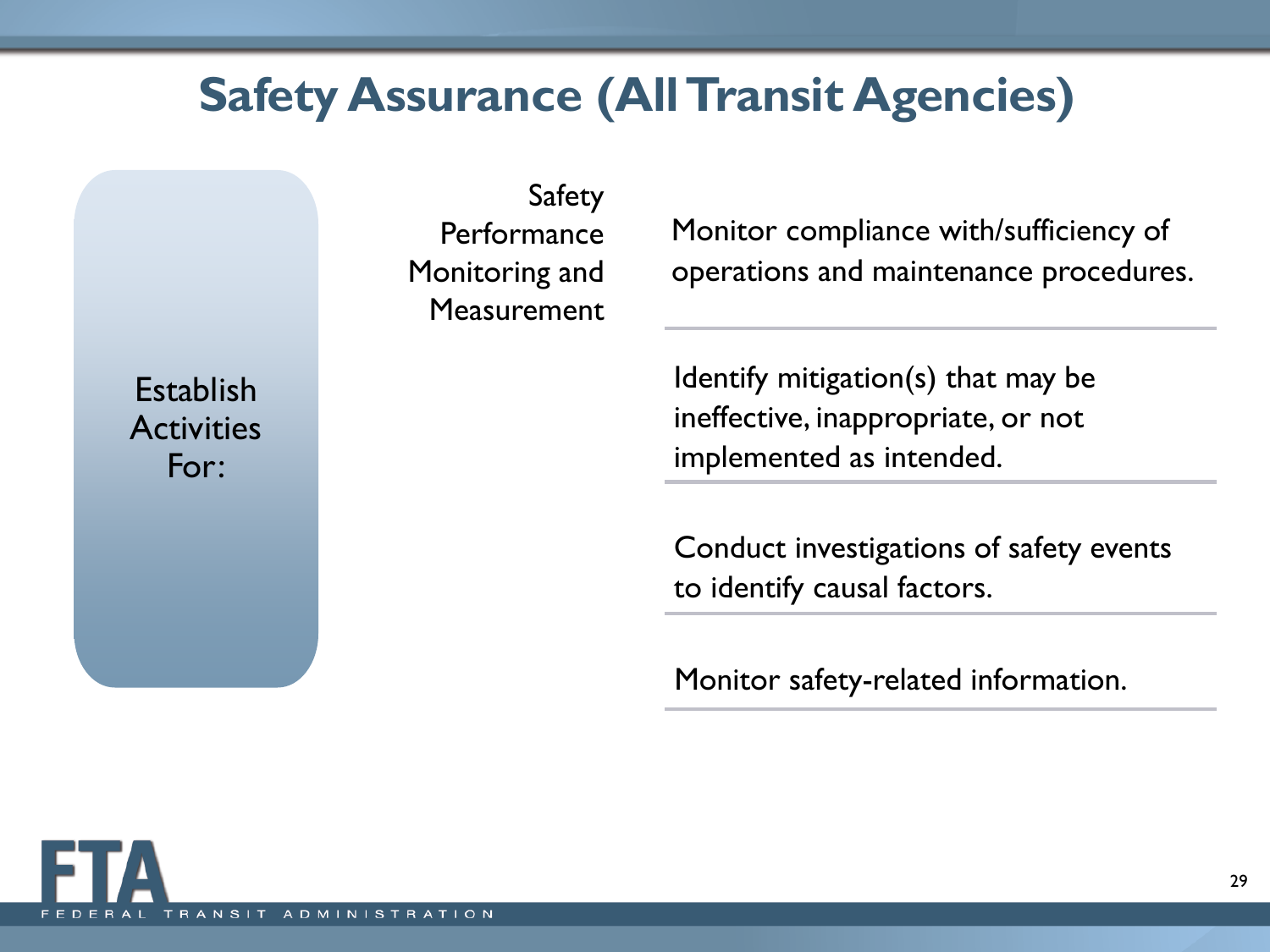# Safety Assurance (All Transit Agencies)

Establish Activities For:

**Safety Performance Monitoring and Measurement**

- Monitor compliance with/sufficiency of operations and maintenance procedures.
- Identify mitigation(s) that may be ineffective, inappropriate, or not implemented as intended.
- Conduct investigations of safety events to identify causal factors.
- Monitor safety-related information.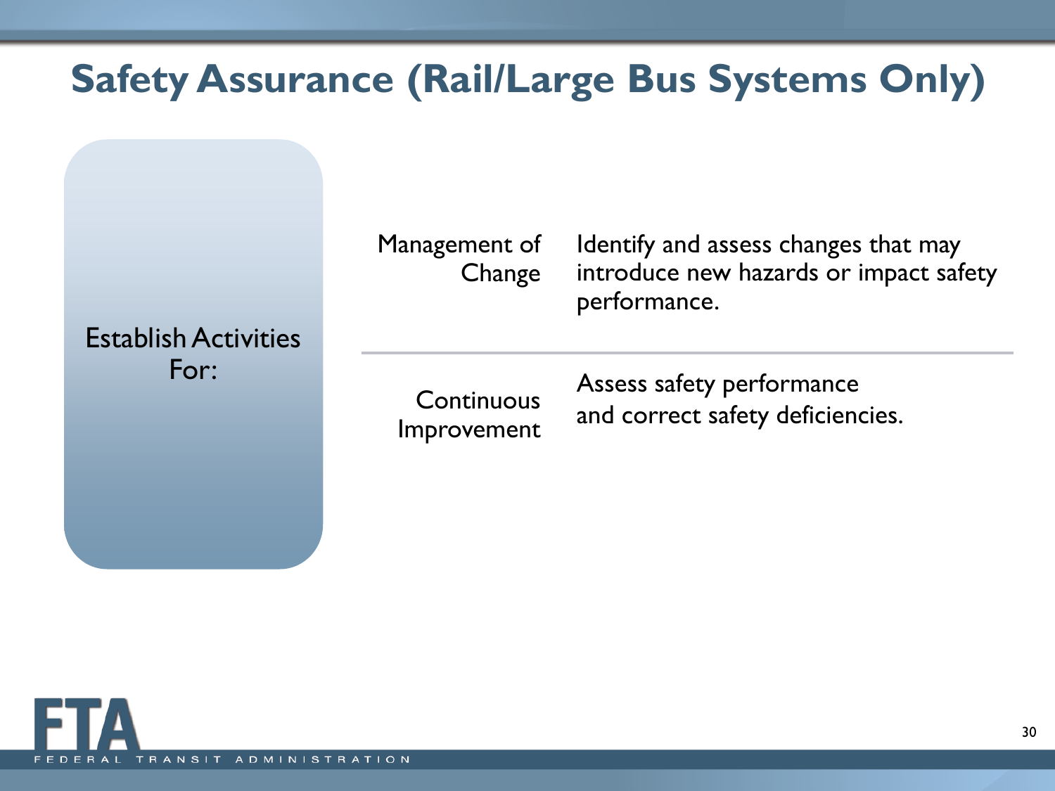# Safety Assurance (Rail/Large Bus Systems Only)

**Establish Activities For:**

| | |
|---|---|
| Management of Change | Identify and assess changes that may introduce new hazards or impact safety performance. |
| Continuous Improvement | Assess safety performance and correct safety deficiencies. |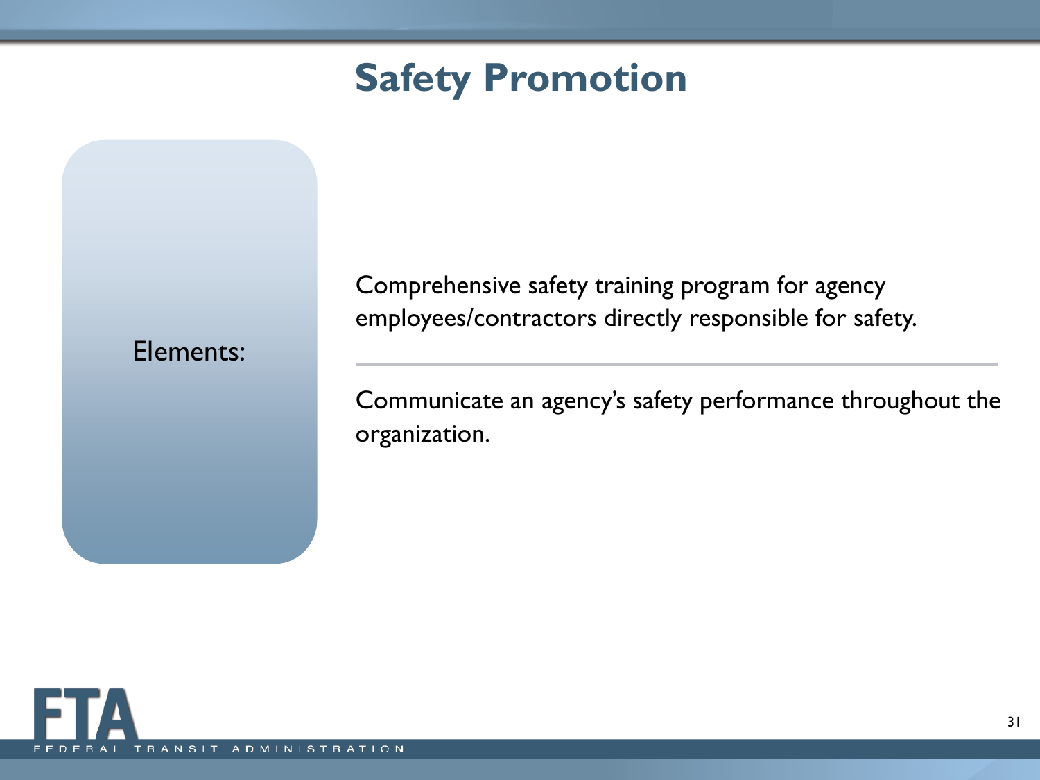# Safety Promotion

Elements:

- Comprehensive safety training program for agency employees/contractors directly responsible for safety.
- Communicate an agency's safety performance throughout the organization.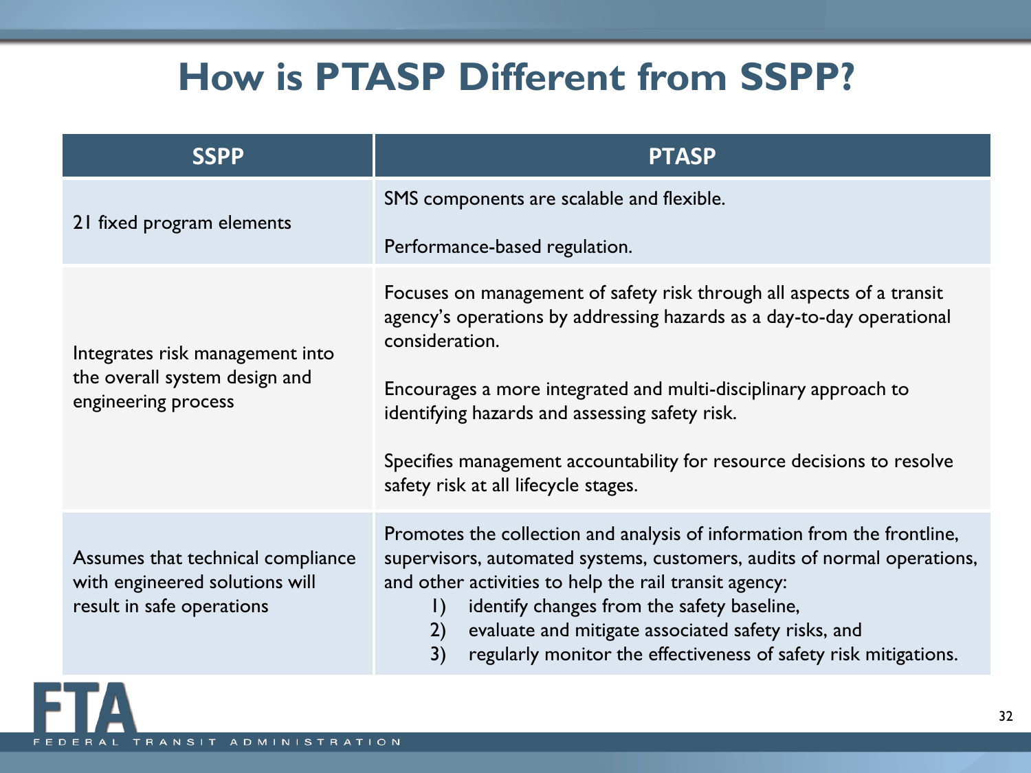# How is PTASP Different from SSPP?

| SSPP | PTASP |
|---|---|
| 21 fixed program elements | SMS components are scalable and flexible.<br><br>Performance-based regulation. |
| Integrates risk management into the overall system design and engineering process | Focuses on management of safety risk through all aspects of a transit agency's operations by addressing hazards as a day-to-day operational consideration.<br><br>Encourages a more integrated and multi-disciplinary approach to identifying hazards and assessing safety risk.<br><br>Specifies management accountability for resource decisions to resolve safety risk at all lifecycle stages. |
| Assumes that technical compliance with engineered solutions will result in safe operations | Promotes the collection and analysis of information from the frontline, supervisors, automated systems, customers, audits of normal operations, and other activities to help the rail transit agency:<br>1) identify changes from the safety baseline,<br>2) evaluate and mitigate associated safety risks, and<br>3) regularly monitor the effectiveness of safety risk mitigations. |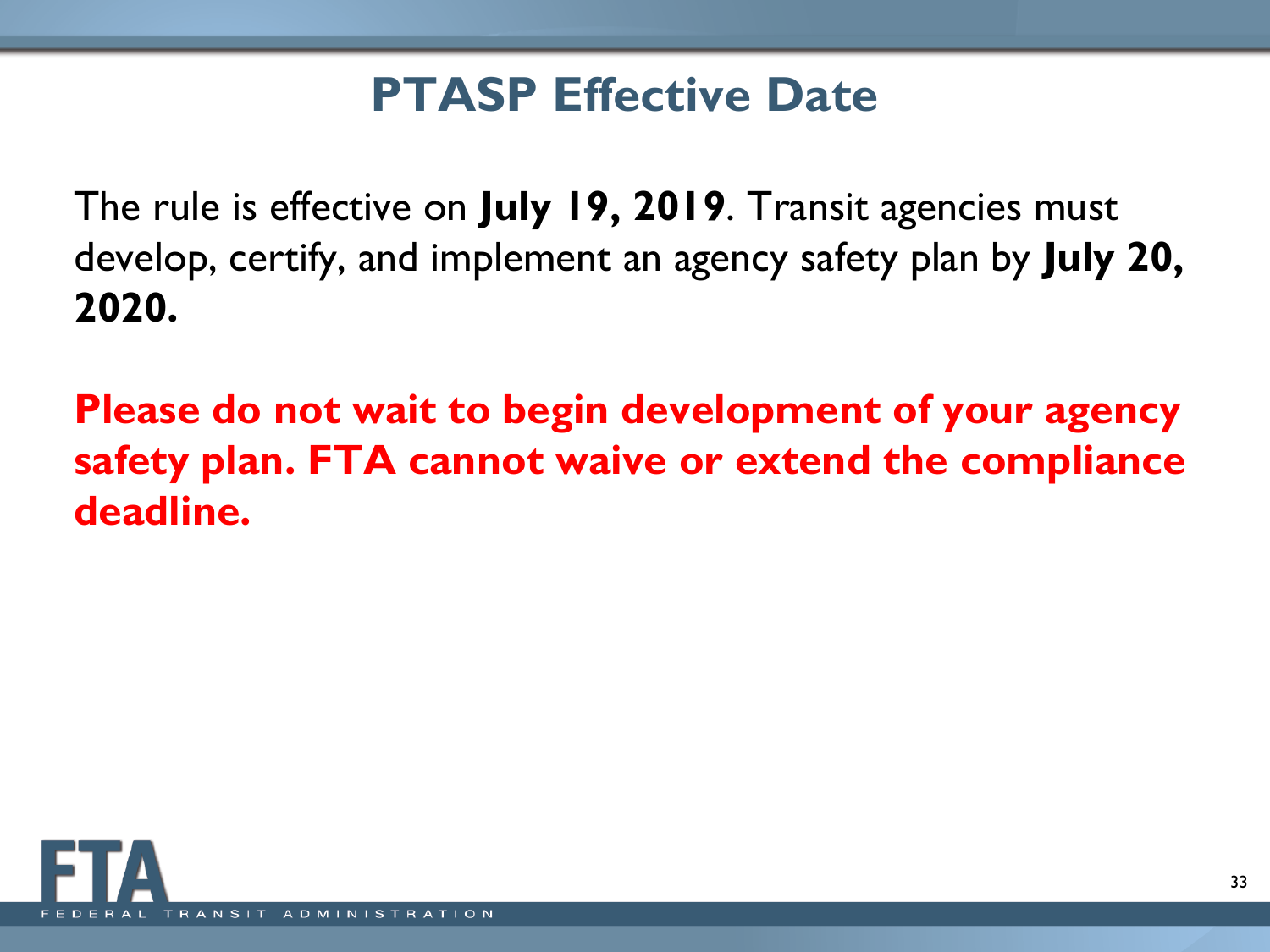# PTASP Effective Date

The rule is effective on **July 19, 2019**. Transit agencies must develop, certify, and implement an agency safety plan by **July 20, 2020.**

**Please do not wait to begin development of your agency safety plan. FTA cannot waive or extend the compliance deadline.**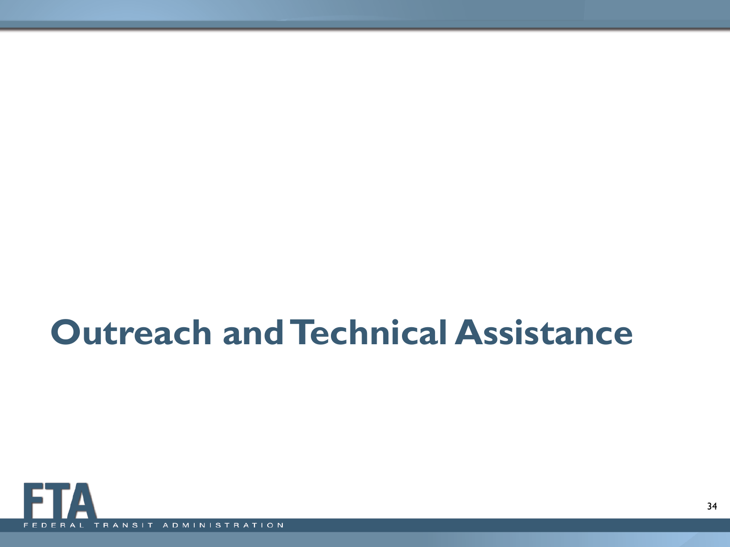# Outreach and Technical Assistance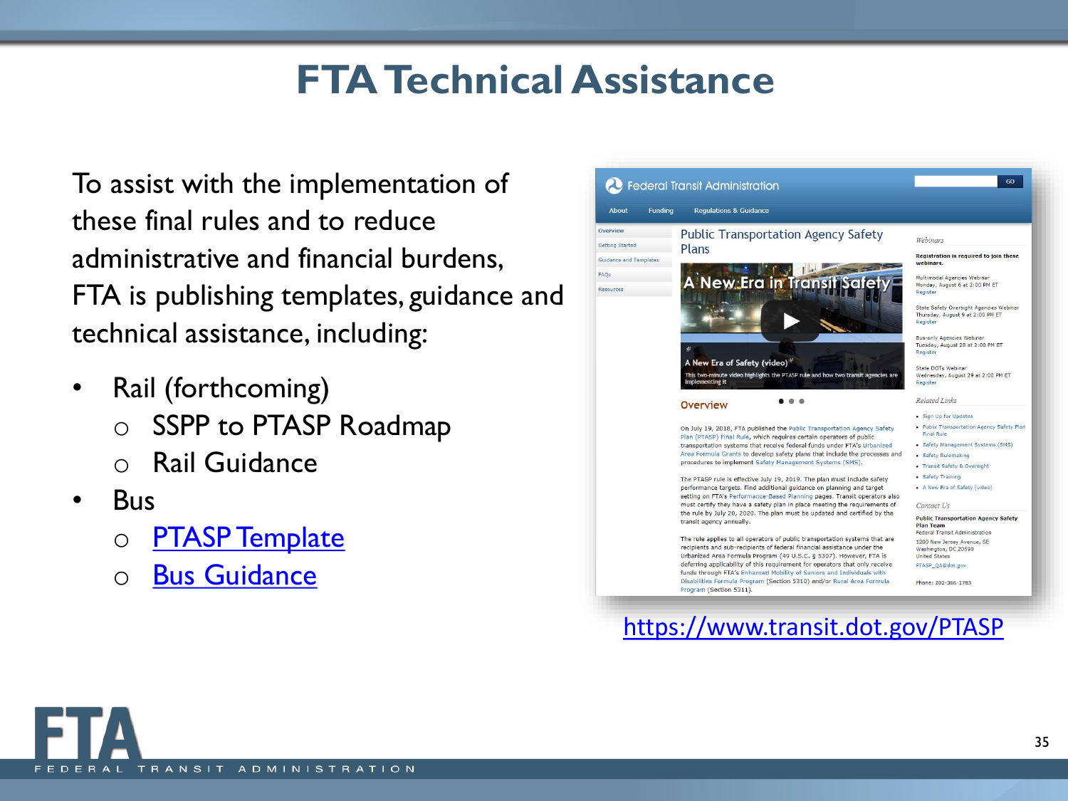# FTA Technical Assistance

To assist with the implementation of these final rules and to reduce administrative and financial burdens, FTA is publishing templates, guidance and technical assistance, including:

- Rail (forthcoming)
  - SSPP to PTASP Roadmap
  - Rail Guidance
- Bus
  - [PTASP Template](PTASP Template)
  - [Bus Guidance](Bus Guidance)

[https://www.transit.dot.gov/PTASP](https://www.transit.dot.gov/PTASP)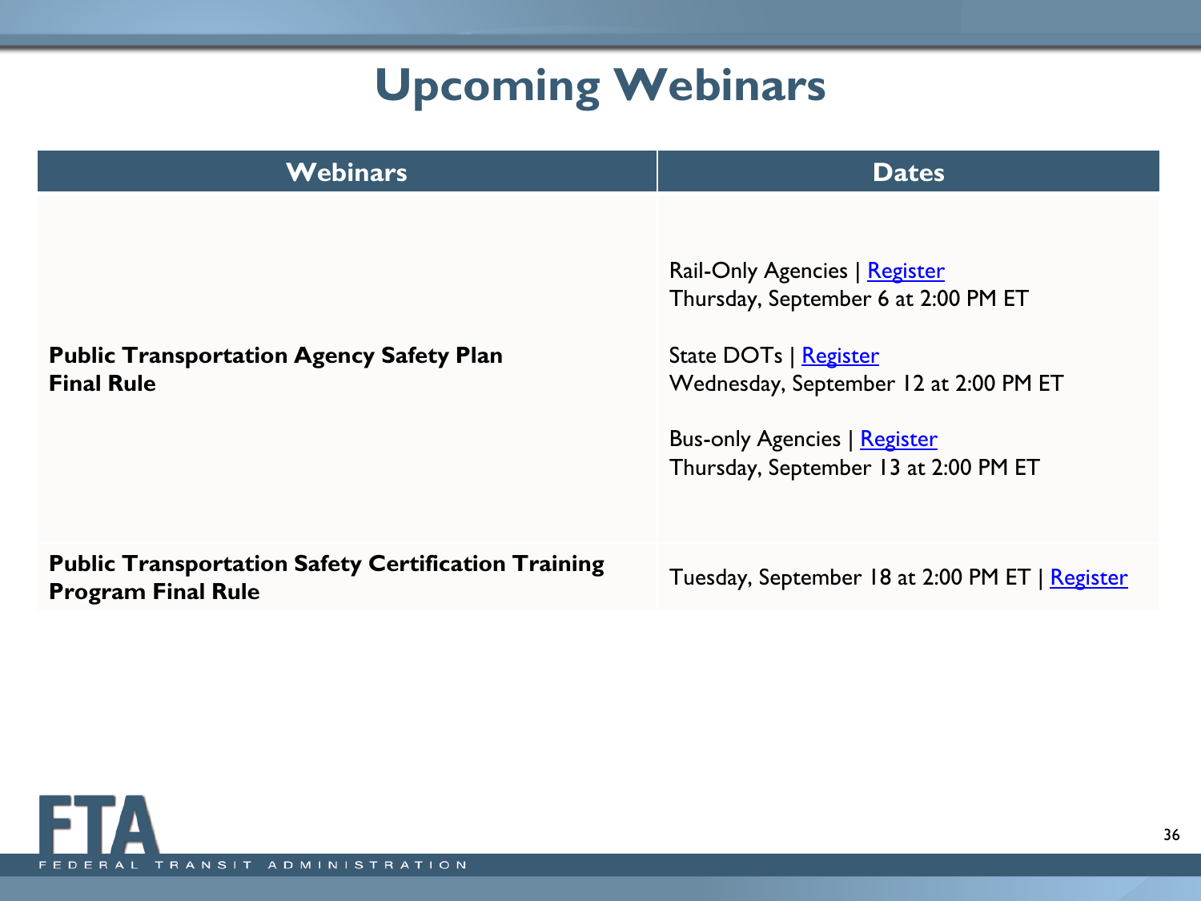# Upcoming Webinars

| Webinars | Dates |
| --- | --- |
| **Public Transportation Agency Safety Plan Final Rule** | Rail-Only Agencies \| Register<br>Thursday, September 6 at 2:00 PM ET<br><br>State DOTs \| Register<br>Wednesday, September 12 at 2:00 PM ET<br><br>Bus-only Agencies \| Register<br>Thursday, September 13 at 2:00 PM ET |
| **Public Transportation Safety Certification Training Program Final Rule** | Tuesday, September 18 at 2:00 PM ET \| Register |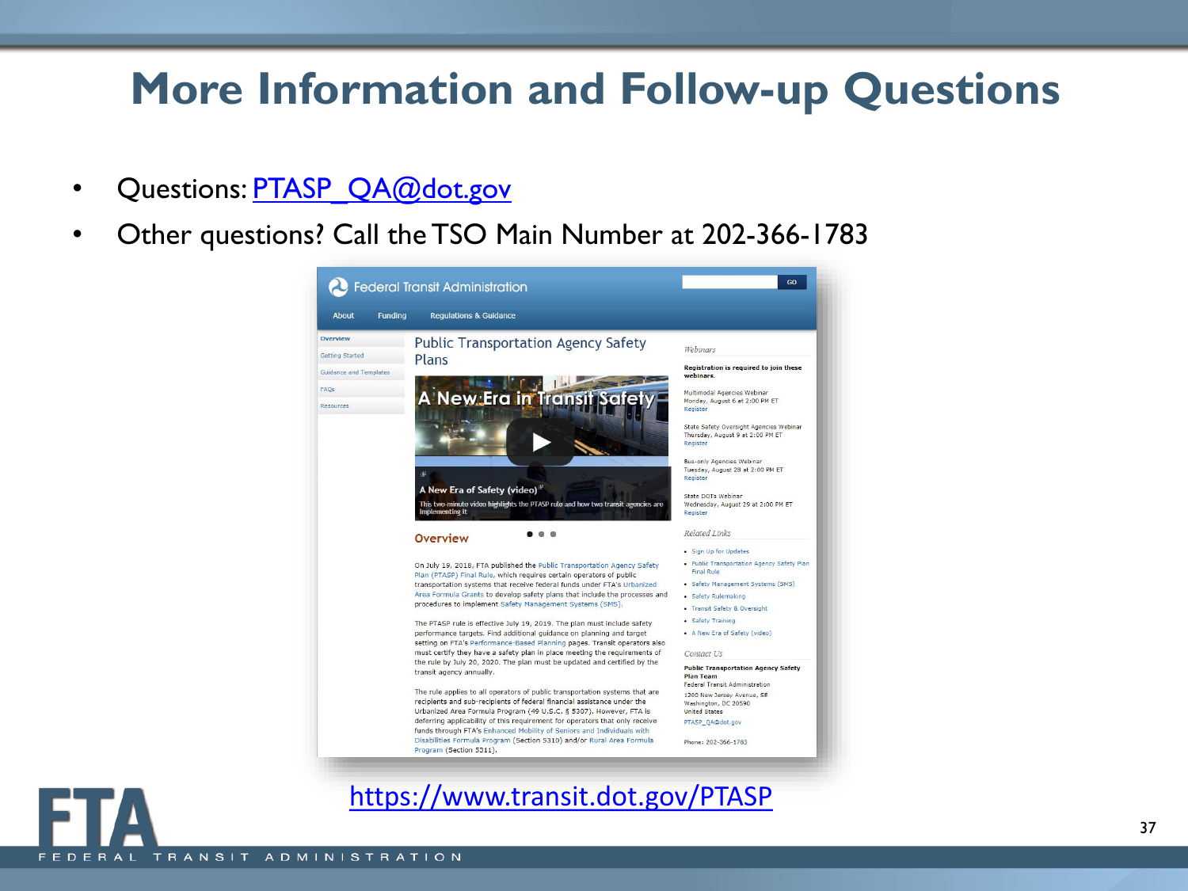# More Information and Follow-up Questions

- Questions: PTASP_QA@dot.gov
- Other questions? Call the TSO Main Number at 202-366-1783

https://www.transit.dot.gov/PTASP